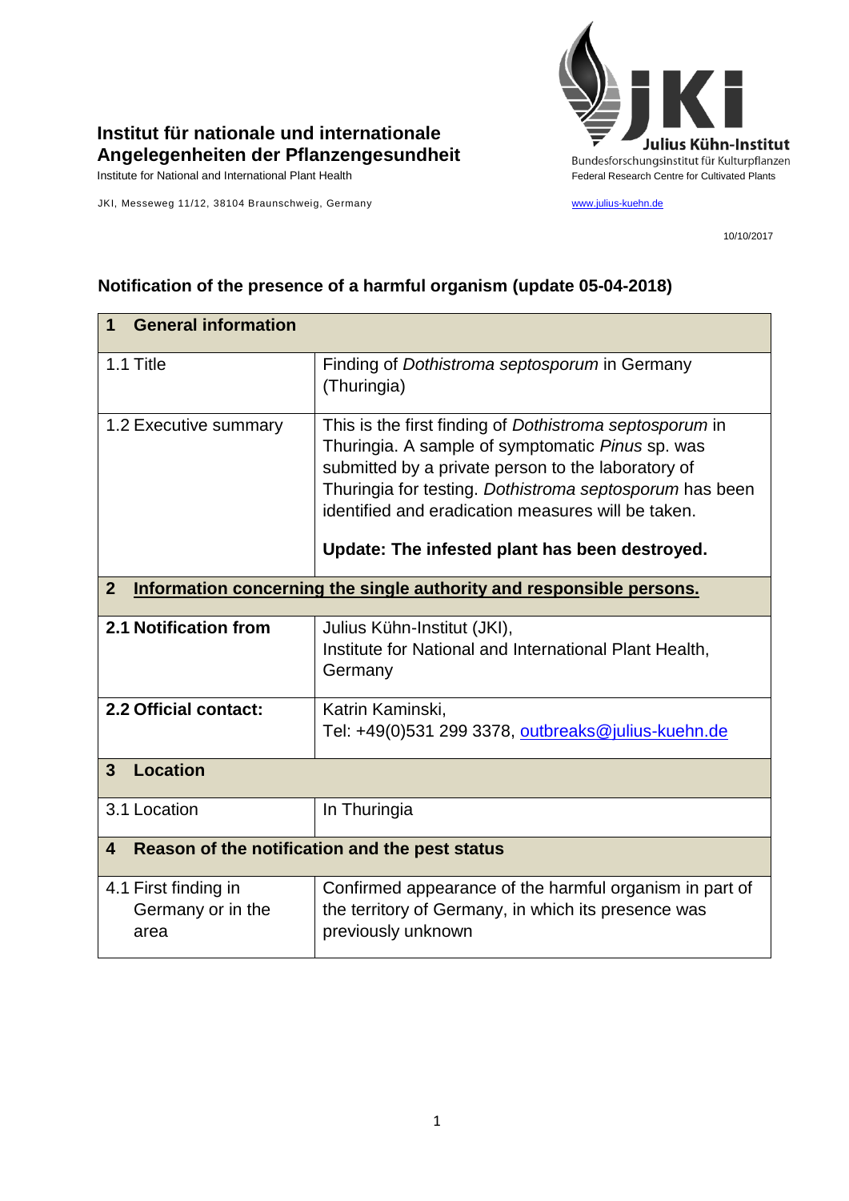**Institut für nationale und internationale Angelegenheiten der Pflanzengesundheit**

Institute for National and International Plant Health

JKI, Messeweg 11/12, 38104 Braunschweig, Germany

Julius Kühn-Institut
Bundesforschungsinstitut für Kulturpflanzen
Federal Research Centre for Cultivated Plants

www.julius-kuehn.de

10/10/2017

## Notification of the presence of a harmful organism (update 05-04-2018)

| **1 General information** | |
|---|---|
| 1.1 Title | Finding of *Dothistroma septosporum* in Germany (Thuringia) |
| 1.2 Executive summary | This is the first finding of *Dothistroma septosporum* in Thuringia. A sample of symptomatic *Pinus* sp. was submitted by a private person to the laboratory of Thuringia for testing. *Dothistroma septosporum* has been identified and eradication measures will be taken.<br><br>**Update: The infested plant has been destroyed.** |
| **2 Information concerning the single authority and responsible persons.** | |
| **2.1 Notification from** | Julius Kühn-Institut (JKI), Institute for National and International Plant Health, Germany |
| **2.2 Official contact:** | Katrin Kaminski, Tel: +49(0)531 299 3378, outbreaks@julius-kuehn.de |
| **3 Location** | |
| 3.1 Location | In Thuringia |
| **4 Reason of the notification and the pest status** | |
| 4.1 First finding in Germany or in the area | Confirmed appearance of the harmful organism in part of the territory of Germany, in which its presence was previously unknown |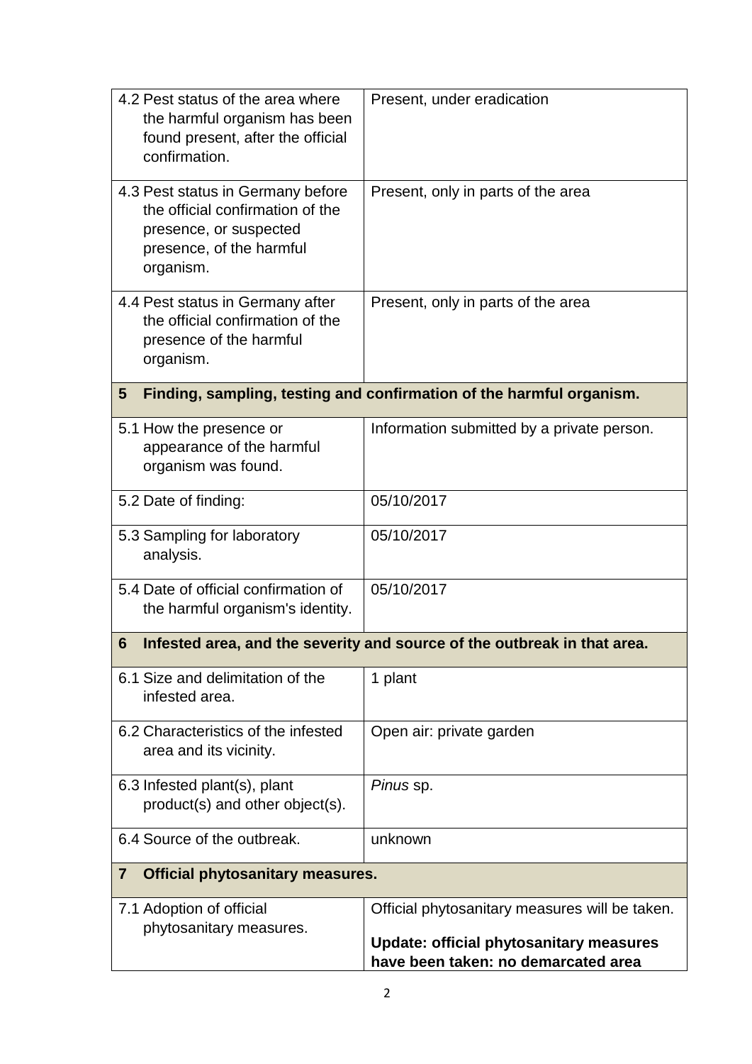| | |
|---|---|
| 4.2 Pest status of the area where the harmful organism has been found present, after the official confirmation. | Present, under eradication |
| 4.3 Pest status in Germany before the official confirmation of the presence, or suspected presence, of the harmful organism. | Present, only in parts of the area |
| 4.4 Pest status in Germany after the official confirmation of the presence of the harmful organism. | Present, only in parts of the area |
| **5 Finding, sampling, testing and confirmation of the harmful organism.** | |
| 5.1 How the presence or appearance of the harmful organism was found. | Information submitted by a private person. |
| 5.2 Date of finding: | 05/10/2017 |
| 5.3 Sampling for laboratory analysis. | 05/10/2017 |
| 5.4 Date of official confirmation of the harmful organism's identity. | 05/10/2017 |
| **6 Infested area, and the severity and source of the outbreak in that area.** | |
| 6.1 Size and delimitation of the infested area. | 1 plant |
| 6.2 Characteristics of the infested area and its vicinity. | Open air: private garden |
| 6.3 Infested plant(s), plant product(s) and other object(s). | *Pinus* sp. |
| 6.4 Source of the outbreak. | unknown |
| **7 Official phytosanitary measures.** | |
| 7.1 Adoption of official phytosanitary measures. | Official phytosanitary measures will be taken.<br><br>**Update: official phytosanitary measures have been taken: no demarcated area** |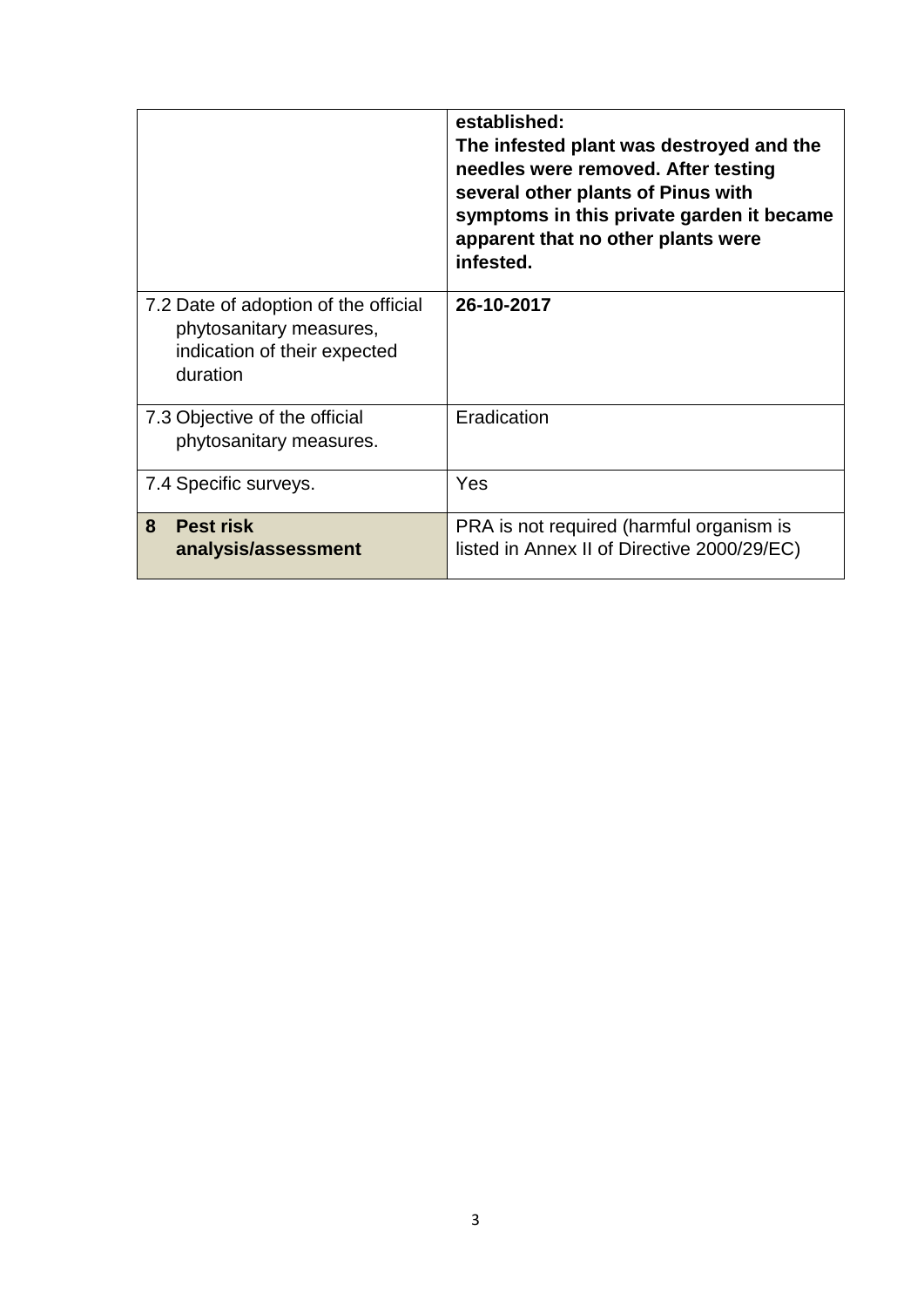| | |
|---|---|
| | **established:**<br>**The infested plant was destroyed and the needles were removed. After testing several other plants of Pinus with symptoms in this private garden it became apparent that no other plants were infested.** |
| 7.2 Date of adoption of the official phytosanitary measures, indication of their expected duration | **26-10-2017** |
| 7.3 Objective of the official phytosanitary measures. | Eradication |
| 7.4 Specific surveys. | Yes |
| **8 Pest risk analysis/assessment** | PRA is not required (harmful organism is listed in Annex II of Directive 2000/29/EC) |